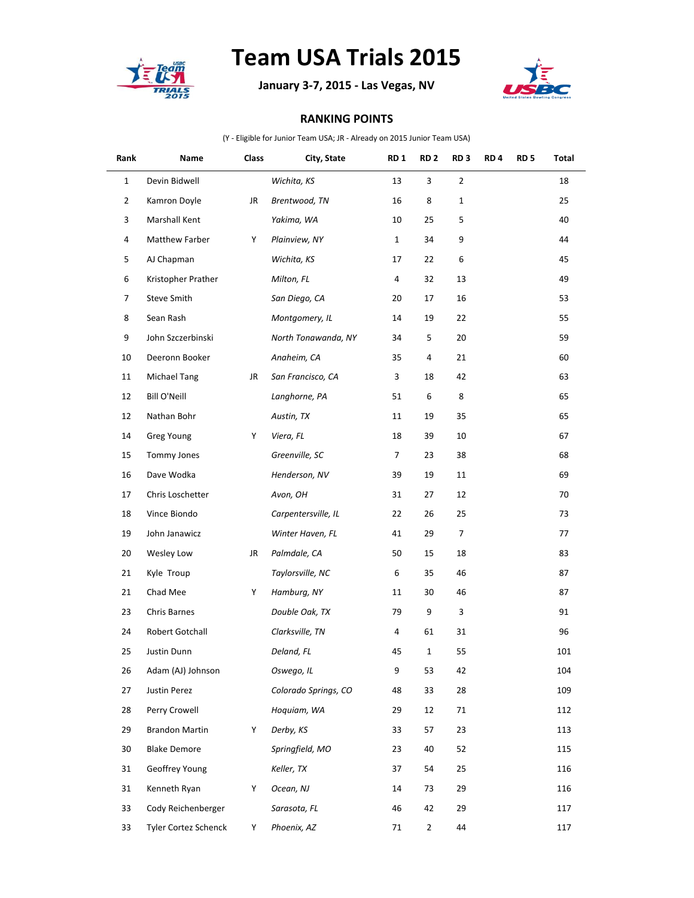# Team USA Trials 2015

**January 3-7, 2015 - Las Vegas, NV**

**RANKING POINTS**

(Y - Eligible for Junior Team USA; JR - Already on 2015 Junior Team USA)

| Rank | Name | Class | City, State | RD 1 | RD 2 | RD 3 | RD 4 | RD 5 | Total |
|---|---|---|---|---|---|---|---|---|---|
| 1 | Devin Bidwell | | *Wichita, KS* | 13 | 3 | 2 | | | 18 |
| 2 | Kamron Doyle | JR | *Brentwood, TN* | 16 | 8 | 1 | | | 25 |
| 3 | Marshall Kent | | *Yakima, WA* | 10 | 25 | 5 | | | 40 |
| 4 | Matthew Farber | Y | *Plainview, NY* | 1 | 34 | 9 | | | 44 |
| 5 | AJ Chapman | | *Wichita, KS* | 17 | 22 | 6 | | | 45 |
| 6 | Kristopher Prather | | *Milton, FL* | 4 | 32 | 13 | | | 49 |
| 7 | Steve Smith | | *San Diego, CA* | 20 | 17 | 16 | | | 53 |
| 8 | Sean Rash | | *Montgomery, IL* | 14 | 19 | 22 | | | 55 |
| 9 | John Szczerbinski | | *North Tonawanda, NY* | 34 | 5 | 20 | | | 59 |
| 10 | Deeronn Booker | | *Anaheim, CA* | 35 | 4 | 21 | | | 60 |
| 11 | Michael Tang | JR | *San Francisco, CA* | 3 | 18 | 42 | | | 63 |
| 12 | Bill O'Neill | | *Langhorne, PA* | 51 | 6 | 8 | | | 65 |
| 12 | Nathan Bohr | | *Austin, TX* | 11 | 19 | 35 | | | 65 |
| 14 | Greg Young | Y | *Viera, FL* | 18 | 39 | 10 | | | 67 |
| 15 | Tommy Jones | | *Greenville, SC* | 7 | 23 | 38 | | | 68 |
| 16 | Dave Wodka | | *Henderson, NV* | 39 | 19 | 11 | | | 69 |
| 17 | Chris Loschetter | | *Avon, OH* | 31 | 27 | 12 | | | 70 |
| 18 | Vince Biondo | | *Carpentersville, IL* | 22 | 26 | 25 | | | 73 |
| 19 | John Janawicz | | *Winter Haven, FL* | 41 | 29 | 7 | | | 77 |
| 20 | Wesley Low | JR | *Palmdale, CA* | 50 | 15 | 18 | | | 83 |
| 21 | Kyle  Troup | | *Taylorsville, NC* | 6 | 35 | 46 | | | 87 |
| 21 | Chad Mee | Y | *Hamburg, NY* | 11 | 30 | 46 | | | 87 |
| 23 | Chris Barnes | | *Double Oak, TX* | 79 | 9 | 3 | | | 91 |
| 24 | Robert Gotchall | | *Clarksville, TN* | 4 | 61 | 31 | | | 96 |
| 25 | Justin Dunn | | *Deland, FL* | 45 | 1 | 55 | | | 101 |
| 26 | Adam (AJ) Johnson | | *Oswego, IL* | 9 | 53 | 42 | | | 104 |
| 27 | Justin Perez | | *Colorado Springs, CO* | 48 | 33 | 28 | | | 109 |
| 28 | Perry Crowell | | *Hoquiam, WA* | 29 | 12 | 71 | | | 112 |
| 29 | Brandon Martin | Y | *Derby, KS* | 33 | 57 | 23 | | | 113 |
| 30 | Blake Demore | | *Springfield, MO* | 23 | 40 | 52 | | | 115 |
| 31 | Geoffrey Young | | *Keller, TX* | 37 | 54 | 25 | | | 116 |
| 31 | Kenneth Ryan | Y | *Ocean, NJ* | 14 | 73 | 29 | | | 116 |
| 33 | Cody Reichenberger | | *Sarasota, FL* | 46 | 42 | 29 | | | 117 |
| 33 | Tyler Cortez Schenck | Y | *Phoenix, AZ* | 71 | 2 | 44 | | | 117 |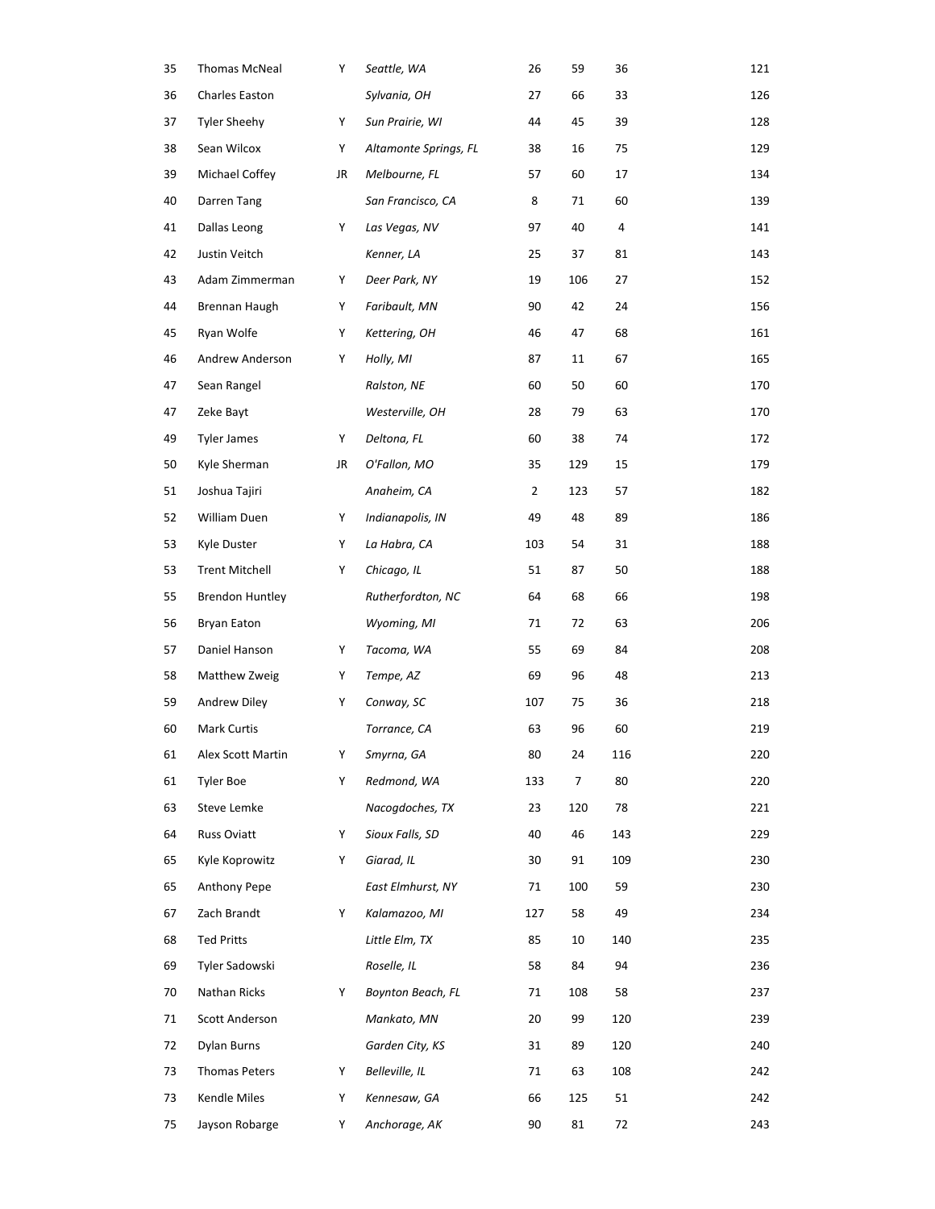| | | | | | | | |
|---|---|---|---|---|---|---|---|
| 35 | Thomas McNeal | Y | *Seattle, WA* | 26 | 59 | 36 | 121 |
| 36 | Charles Easton | | *Sylvania, OH* | 27 | 66 | 33 | 126 |
| 37 | Tyler Sheehy | Y | *Sun Prairie, WI* | 44 | 45 | 39 | 128 |
| 38 | Sean Wilcox | Y | *Altamonte Springs, FL* | 38 | 16 | 75 | 129 |
| 39 | Michael Coffey | JR | *Melbourne, FL* | 57 | 60 | 17 | 134 |
| 40 | Darren Tang | | *San Francisco, CA* | 8 | 71 | 60 | 139 |
| 41 | Dallas Leong | Y | *Las Vegas, NV* | 97 | 40 | 4 | 141 |
| 42 | Justin Veitch | | *Kenner, LA* | 25 | 37 | 81 | 143 |
| 43 | Adam Zimmerman | Y | *Deer Park, NY* | 19 | 106 | 27 | 152 |
| 44 | Brennan Haugh | Y | *Faribault, MN* | 90 | 42 | 24 | 156 |
| 45 | Ryan Wolfe | Y | *Kettering, OH* | 46 | 47 | 68 | 161 |
| 46 | Andrew Anderson | Y | *Holly, MI* | 87 | 11 | 67 | 165 |
| 47 | Sean Rangel | | *Ralston, NE* | 60 | 50 | 60 | 170 |
| 47 | Zeke Bayt | | *Westerville, OH* | 28 | 79 | 63 | 170 |
| 49 | Tyler James | Y | *Deltona, FL* | 60 | 38 | 74 | 172 |
| 50 | Kyle Sherman | JR | *O'Fallon, MO* | 35 | 129 | 15 | 179 |
| 51 | Joshua Tajiri | | *Anaheim, CA* | 2 | 123 | 57 | 182 |
| 52 | William Duen | Y | *Indianapolis, IN* | 49 | 48 | 89 | 186 |
| 53 | Kyle Duster | Y | *La Habra, CA* | 103 | 54 | 31 | 188 |
| 53 | Trent Mitchell | Y | *Chicago, IL* | 51 | 87 | 50 | 188 |
| 55 | Brendon Huntley | | *Rutherfordton, NC* | 64 | 68 | 66 | 198 |
| 56 | Bryan Eaton | | *Wyoming, MI* | 71 | 72 | 63 | 206 |
| 57 | Daniel Hanson | Y | *Tacoma, WA* | 55 | 69 | 84 | 208 |
| 58 | Matthew Zweig | Y | *Tempe, AZ* | 69 | 96 | 48 | 213 |
| 59 | Andrew Diley | Y | *Conway, SC* | 107 | 75 | 36 | 218 |
| 60 | Mark Curtis | | *Torrance, CA* | 63 | 96 | 60 | 219 |
| 61 | Alex Scott Martin | Y | *Smyrna, GA* | 80 | 24 | 116 | 220 |
| 61 | Tyler Boe | Y | *Redmond, WA* | 133 | 7 | 80 | 220 |
| 63 | Steve Lemke | | *Nacogdoches, TX* | 23 | 120 | 78 | 221 |
| 64 | Russ Oviatt | Y | *Sioux Falls, SD* | 40 | 46 | 143 | 229 |
| 65 | Kyle Koprowitz | Y | *Giarad, IL* | 30 | 91 | 109 | 230 |
| 65 | Anthony Pepe | | *East Elmhurst, NY* | 71 | 100 | 59 | 230 |
| 67 | Zach Brandt | Y | *Kalamazoo, MI* | 127 | 58 | 49 | 234 |
| 68 | Ted Pritts | | *Little Elm, TX* | 85 | 10 | 140 | 235 |
| 69 | Tyler Sadowski | | *Roselle, IL* | 58 | 84 | 94 | 236 |
| 70 | Nathan Ricks | Y | *Boynton Beach, FL* | 71 | 108 | 58 | 237 |
| 71 | Scott Anderson | | *Mankato, MN* | 20 | 99 | 120 | 239 |
| 72 | Dylan Burns | | *Garden City, KS* | 31 | 89 | 120 | 240 |
| 73 | Thomas Peters | Y | *Belleville, IL* | 71 | 63 | 108 | 242 |
| 73 | Kendle Miles | Y | *Kennesaw, GA* | 66 | 125 | 51 | 242 |
| 75 | Jayson Robarge | Y | *Anchorage, AK* | 90 | 81 | 72 | 243 |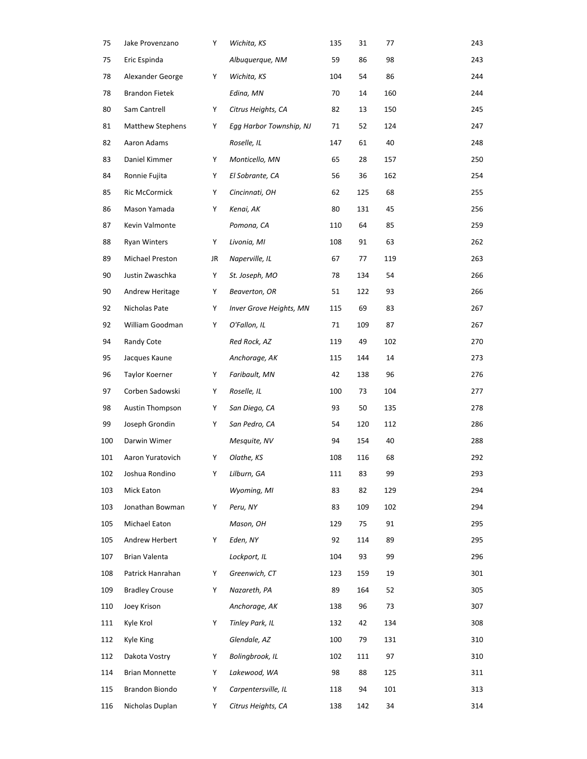| | | | | | | | |
|---|---|---|---|---|---|---|---|
| 75 | Jake Provenzano | Y | *Wichita, KS* | 135 | 31 | 77 | 243 |
| 75 | Eric Espinda | | *Albuquerque, NM* | 59 | 86 | 98 | 243 |
| 78 | Alexander George | Y | *Wichita, KS* | 104 | 54 | 86 | 244 |
| 78 | Brandon Fietek | | *Edina, MN* | 70 | 14 | 160 | 244 |
| 80 | Sam Cantrell | Y | *Citrus Heights, CA* | 82 | 13 | 150 | 245 |
| 81 | Matthew Stephens | Y | *Egg Harbor Township, NJ* | 71 | 52 | 124 | 247 |
| 82 | Aaron Adams | | *Roselle, IL* | 147 | 61 | 40 | 248 |
| 83 | Daniel Kimmer | Y | *Monticello, MN* | 65 | 28 | 157 | 250 |
| 84 | Ronnie Fujita | Y | *El Sobrante, CA* | 56 | 36 | 162 | 254 |
| 85 | Ric McCormick | Y | *Cincinnati, OH* | 62 | 125 | 68 | 255 |
| 86 | Mason Yamada | Y | *Kenai, AK* | 80 | 131 | 45 | 256 |
| 87 | Kevin Valmonte | | *Pomona, CA* | 110 | 64 | 85 | 259 |
| 88 | Ryan Winters | Y | *Livonia, MI* | 108 | 91 | 63 | 262 |
| 89 | Michael Preston | JR | *Naperville, IL* | 67 | 77 | 119 | 263 |
| 90 | Justin Zwaschka | Y | *St. Joseph, MO* | 78 | 134 | 54 | 266 |
| 90 | Andrew Heritage | Y | *Beaverton, OR* | 51 | 122 | 93 | 266 |
| 92 | Nicholas Pate | Y | *Inver Grove Heights, MN* | 115 | 69 | 83 | 267 |
| 92 | William Goodman | Y | *O'Fallon, IL* | 71 | 109 | 87 | 267 |
| 94 | Randy Cote | | *Red Rock, AZ* | 119 | 49 | 102 | 270 |
| 95 | Jacques Kaune | | *Anchorage, AK* | 115 | 144 | 14 | 273 |
| 96 | Taylor Koerner | Y | *Faribault, MN* | 42 | 138 | 96 | 276 |
| 97 | Corben Sadowski | Y | *Roselle, IL* | 100 | 73 | 104 | 277 |
| 98 | Austin Thompson | Y | *San Diego, CA* | 93 | 50 | 135 | 278 |
| 99 | Joseph Grondin | Y | *San Pedro, CA* | 54 | 120 | 112 | 286 |
| 100 | Darwin Wimer | | *Mesquite, NV* | 94 | 154 | 40 | 288 |
| 101 | Aaron Yuratovich | Y | *Olathe, KS* | 108 | 116 | 68 | 292 |
| 102 | Joshua Rondino | Y | *Lilburn, GA* | 111 | 83 | 99 | 293 |
| 103 | Mick Eaton | | *Wyoming, MI* | 83 | 82 | 129 | 294 |
| 103 | Jonathan Bowman | Y | *Peru, NY* | 83 | 109 | 102 | 294 |
| 105 | Michael Eaton | | *Mason, OH* | 129 | 75 | 91 | 295 |
| 105 | Andrew Herbert | Y | *Eden, NY* | 92 | 114 | 89 | 295 |
| 107 | Brian Valenta | | *Lockport, IL* | 104 | 93 | 99 | 296 |
| 108 | Patrick Hanrahan | Y | *Greenwich, CT* | 123 | 159 | 19 | 301 |
| 109 | Bradley Crouse | Y | *Nazareth, PA* | 89 | 164 | 52 | 305 |
| 110 | Joey Krison | | *Anchorage, AK* | 138 | 96 | 73 | 307 |
| 111 | Kyle Krol | Y | *Tinley Park, IL* | 132 | 42 | 134 | 308 |
| 112 | Kyle King | | *Glendale, AZ* | 100 | 79 | 131 | 310 |
| 112 | Dakota Vostry | Y | *Bolingbrook, IL* | 102 | 111 | 97 | 310 |
| 114 | Brian Monnette | Y | *Lakewood, WA* | 98 | 88 | 125 | 311 |
| 115 | Brandon Biondo | Y | *Carpentersville, IL* | 118 | 94 | 101 | 313 |
| 116 | Nicholas Duplan | Y | *Citrus Heights, CA* | 138 | 142 | 34 | 314 |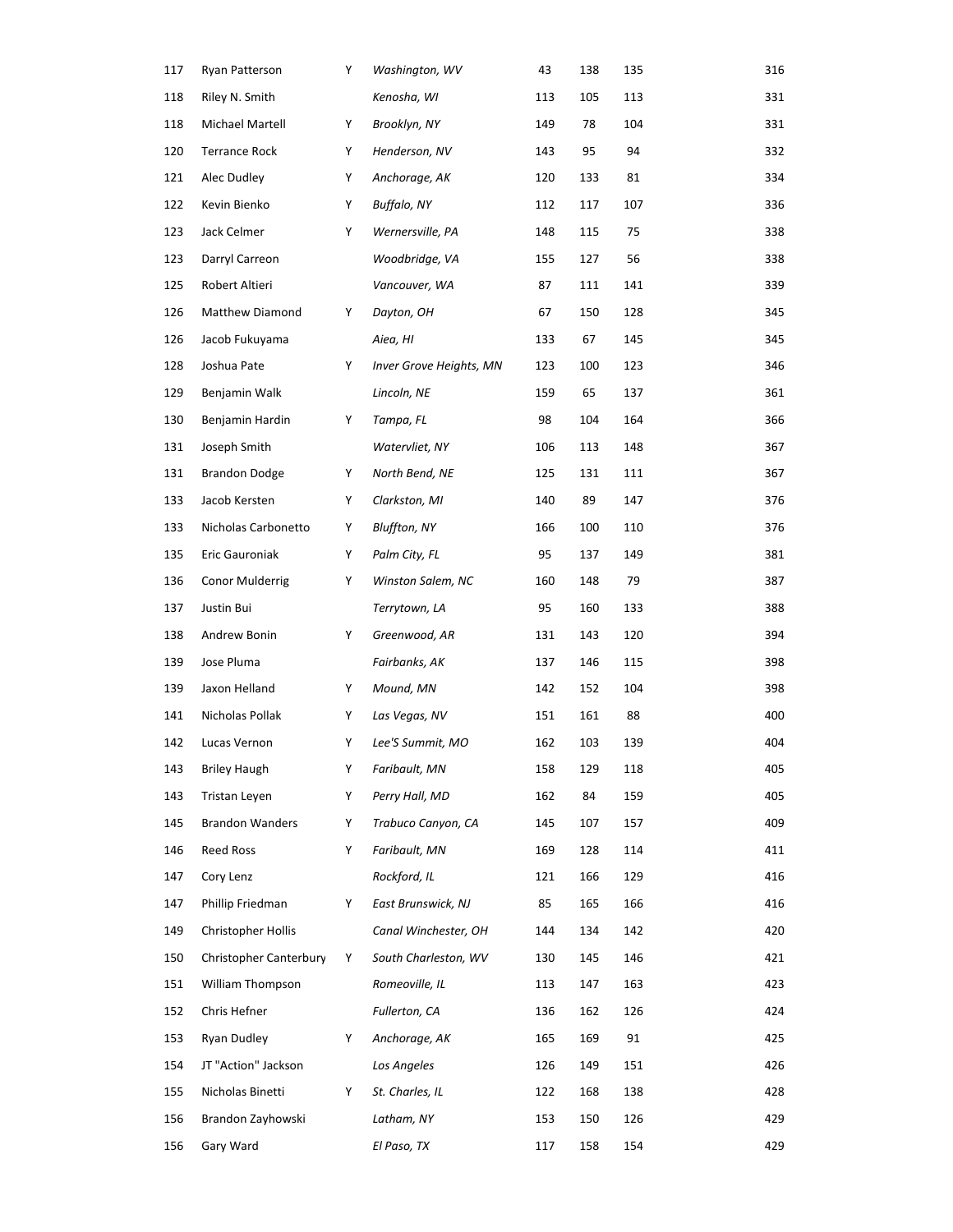| | | | | | | | |
|---|---|---|---|---|---|---|---|
| 117 | Ryan Patterson | Y | *Washington, WV* | 43 | 138 | 135 | 316 |
| 118 | Riley N. Smith | | *Kenosha, WI* | 113 | 105 | 113 | 331 |
| 118 | Michael Martell | Y | *Brooklyn, NY* | 149 | 78 | 104 | 331 |
| 120 | Terrance Rock | Y | *Henderson, NV* | 143 | 95 | 94 | 332 |
| 121 | Alec Dudley | Y | *Anchorage, AK* | 120 | 133 | 81 | 334 |
| 122 | Kevin Bienko | Y | *Buffalo, NY* | 112 | 117 | 107 | 336 |
| 123 | Jack Celmer | Y | *Wernersville, PA* | 148 | 115 | 75 | 338 |
| 123 | Darryl Carreon | | *Woodbridge, VA* | 155 | 127 | 56 | 338 |
| 125 | Robert Altieri | | *Vancouver, WA* | 87 | 111 | 141 | 339 |
| 126 | Matthew Diamond | Y | *Dayton, OH* | 67 | 150 | 128 | 345 |
| 126 | Jacob Fukuyama | | *Aiea, HI* | 133 | 67 | 145 | 345 |
| 128 | Joshua Pate | Y | *Inver Grove Heights, MN* | 123 | 100 | 123 | 346 |
| 129 | Benjamin Walk | | *Lincoln, NE* | 159 | 65 | 137 | 361 |
| 130 | Benjamin Hardin | Y | *Tampa, FL* | 98 | 104 | 164 | 366 |
| 131 | Joseph Smith | | *Watervliet, NY* | 106 | 113 | 148 | 367 |
| 131 | Brandon Dodge | Y | *North Bend, NE* | 125 | 131 | 111 | 367 |
| 133 | Jacob Kersten | Y | *Clarkston, MI* | 140 | 89 | 147 | 376 |
| 133 | Nicholas Carbonetto | Y | *Bluffton, NY* | 166 | 100 | 110 | 376 |
| 135 | Eric Gauroniak | Y | *Palm City, FL* | 95 | 137 | 149 | 381 |
| 136 | Conor Mulderrig | Y | *Winston Salem, NC* | 160 | 148 | 79 | 387 |
| 137 | Justin Bui | | *Terrytown, LA* | 95 | 160 | 133 | 388 |
| 138 | Andrew Bonin | Y | *Greenwood, AR* | 131 | 143 | 120 | 394 |
| 139 | Jose Pluma | | *Fairbanks, AK* | 137 | 146 | 115 | 398 |
| 139 | Jaxon Helland | Y | *Mound, MN* | 142 | 152 | 104 | 398 |
| 141 | Nicholas Pollak | Y | *Las Vegas, NV* | 151 | 161 | 88 | 400 |
| 142 | Lucas Vernon | Y | *Lee'S Summit, MO* | 162 | 103 | 139 | 404 |
| 143 | Briley Haugh | Y | *Faribault, MN* | 158 | 129 | 118 | 405 |
| 143 | Tristan Leyen | Y | *Perry Hall, MD* | 162 | 84 | 159 | 405 |
| 145 | Brandon Wanders | Y | *Trabuco Canyon, CA* | 145 | 107 | 157 | 409 |
| 146 | Reed Ross | Y | *Faribault, MN* | 169 | 128 | 114 | 411 |
| 147 | Cory Lenz | | *Rockford, IL* | 121 | 166 | 129 | 416 |
| 147 | Phillip Friedman | Y | *East Brunswick, NJ* | 85 | 165 | 166 | 416 |
| 149 | Christopher Hollis | | *Canal Winchester, OH* | 144 | 134 | 142 | 420 |
| 150 | Christopher Canterbury | Y | *South Charleston, WV* | 130 | 145 | 146 | 421 |
| 151 | William Thompson | | *Romeoville, IL* | 113 | 147 | 163 | 423 |
| 152 | Chris Hefner | | *Fullerton, CA* | 136 | 162 | 126 | 424 |
| 153 | Ryan Dudley | Y | *Anchorage, AK* | 165 | 169 | 91 | 425 |
| 154 | JT "Action" Jackson | | *Los Angeles* | 126 | 149 | 151 | 426 |
| 155 | Nicholas Binetti | Y | *St. Charles, IL* | 122 | 168 | 138 | 428 |
| 156 | Brandon Zayhowski | | *Latham, NY* | 153 | 150 | 126 | 429 |
| 156 | Gary Ward | | *El Paso, TX* | 117 | 158 | 154 | 429 |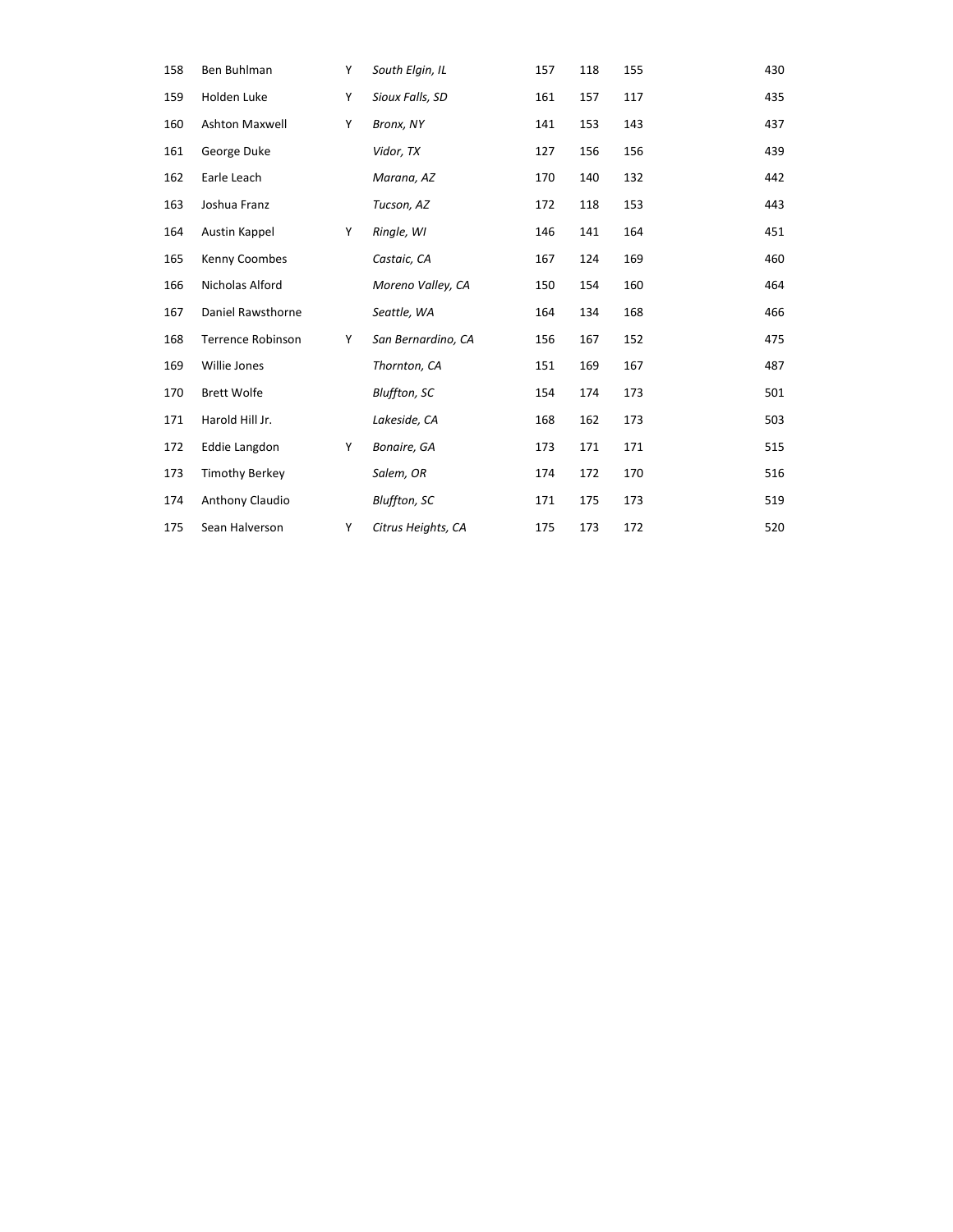| | | | | | | | |
|---|---|---|---|---|---|---|---|
| 158 | Ben Buhlman | Y | *South Elgin, IL* | 157 | 118 | 155 | 430 |
| 159 | Holden Luke | Y | *Sioux Falls, SD* | 161 | 157 | 117 | 435 |
| 160 | Ashton Maxwell | Y | *Bronx, NY* | 141 | 153 | 143 | 437 |
| 161 | George Duke | | *Vidor, TX* | 127 | 156 | 156 | 439 |
| 162 | Earle Leach | | *Marana, AZ* | 170 | 140 | 132 | 442 |
| 163 | Joshua Franz | | *Tucson, AZ* | 172 | 118 | 153 | 443 |
| 164 | Austin Kappel | Y | *Ringle, WI* | 146 | 141 | 164 | 451 |
| 165 | Kenny Coombes | | *Castaic, CA* | 167 | 124 | 169 | 460 |
| 166 | Nicholas Alford | | *Moreno Valley, CA* | 150 | 154 | 160 | 464 |
| 167 | Daniel Rawsthorne | | *Seattle, WA* | 164 | 134 | 168 | 466 |
| 168 | Terrence Robinson | Y | *San Bernardino, CA* | 156 | 167 | 152 | 475 |
| 169 | Willie Jones | | *Thornton, CA* | 151 | 169 | 167 | 487 |
| 170 | Brett Wolfe | | *Bluffton, SC* | 154 | 174 | 173 | 501 |
| 171 | Harold Hill Jr. | | *Lakeside, CA* | 168 | 162 | 173 | 503 |
| 172 | Eddie Langdon | Y | *Bonaire, GA* | 173 | 171 | 171 | 515 |
| 173 | Timothy Berkey | | *Salem, OR* | 174 | 172 | 170 | 516 |
| 174 | Anthony Claudio | | *Bluffton, SC* | 171 | 175 | 173 | 519 |
| 175 | Sean Halverson | Y | *Citrus Heights, CA* | 175 | 173 | 172 | 520 |